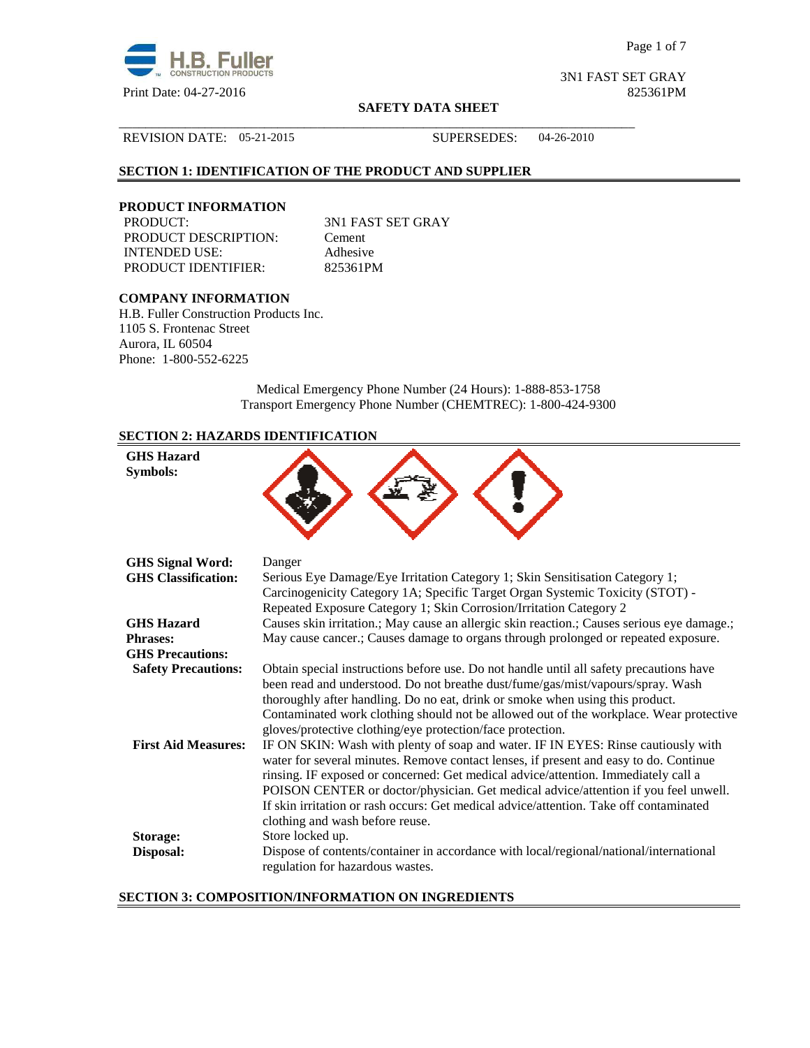3N1 FAST SET GRAY
825361PM

Print Date: 04-27-2016

**SAFETY DATA SHEET**

REVISION DATE: 05-21-2015 SUPERSEDES: 04-26-2010

## SECTION 1: IDENTIFICATION OF THE PRODUCT AND SUPPLIER

### PRODUCT INFORMATION

PRODUCT: 3N1 FAST SET GRAY
PRODUCT DESCRIPTION: Cement
INTENDED USE: Adhesive
PRODUCT IDENTIFIER: 825361PM

### COMPANY INFORMATION

H.B. Fuller Construction Products Inc.
1105 S. Frontenac Street
Aurora, IL 60504
Phone: 1-800-552-6225

Medical Emergency Phone Number (24 Hours): 1-888-853-1758
Transport Emergency Phone Number (CHEMTREC): 1-800-424-9300

## SECTION 2: HAZARDS IDENTIFICATION

**GHS Hazard Symbols:**

**GHS Signal Word:** Danger

**GHS Classification:** Serious Eye Damage/Eye Irritation Category 1; Skin Sensitisation Category 1; Carcinogenicity Category 1A; Specific Target Organ Systemic Toxicity (STOT) - Repeated Exposure Category 1; Skin Corrosion/Irritation Category 2

**GHS Hazard Phrases:** Causes skin irritation.; May cause an allergic skin reaction.; Causes serious eye damage.; May cause cancer.; Causes damage to organs through prolonged or repeated exposure.

**GHS Precautions:**

**Safety Precautions:** Obtain special instructions before use. Do not handle until all safety precautions have been read and understood. Do not breathe dust/fume/gas/mist/vapours/spray. Wash thoroughly after handling. Do no eat, drink or smoke when using this product. Contaminated work clothing should not be allowed out of the workplace. Wear protective gloves/protective clothing/eye protection/face protection.

**First Aid Measures:** IF ON SKIN: Wash with plenty of soap and water. IF IN EYES: Rinse cautiously with water for several minutes. Remove contact lenses, if present and easy to do. Continue rinsing. IF exposed or concerned: Get medical advice/attention. Immediately call a POISON CENTER or doctor/physician. Get medical advice/attention if you feel unwell. If skin irritation or rash occurs: Get medical advice/attention. Take off contaminated clothing and wash before reuse.

**Storage:** Store locked up.

**Disposal:** Dispose of contents/container in accordance with local/regional/national/international regulation for hazardous wastes.

## SECTION 3: COMPOSITION/INFORMATION ON INGREDIENTS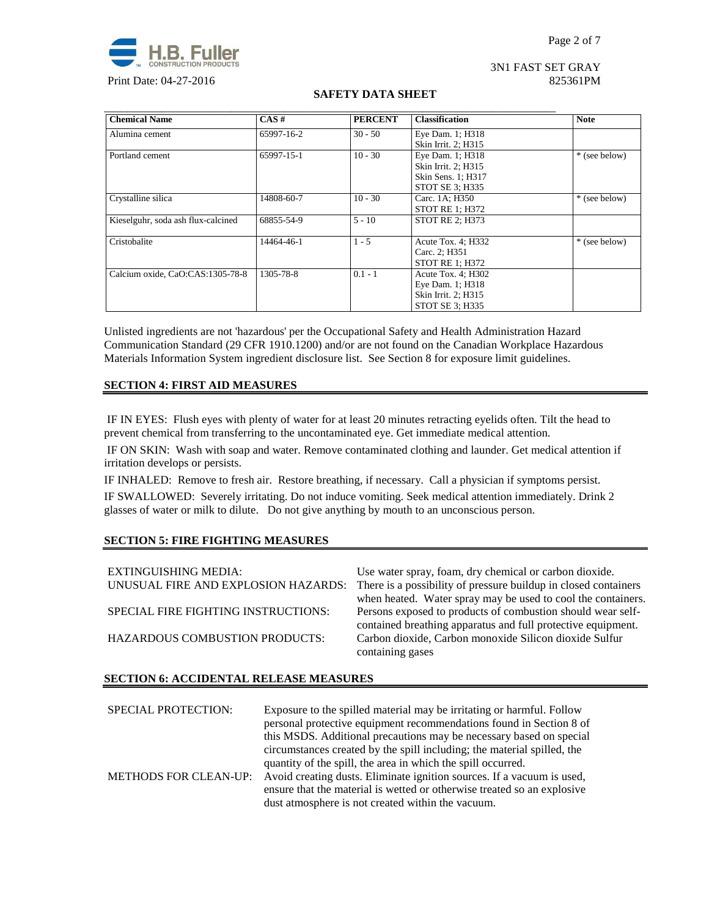| Chemical Name | CAS # | PERCENT | Classification | Note |
|---|---|---|---|---|
| Alumina cement | 65997-16-2 | 30 - 50 | Eye Dam. 1; H318<br>Skin Irrit. 2; H315 | |
| Portland cement | 65997-15-1 | 10 - 30 | Eye Dam. 1; H318<br>Skin Irrit. 2; H315<br>Skin Sens. 1; H317<br>STOT SE 3; H335 | * (see below) |
| Crystalline silica | 14808-60-7 | 10 - 30 | Carc. 1A; H350<br>STOT RE 1; H372 | * (see below) |
| Kieselguhr, soda ash flux-calcined | 68855-54-9 | 5 - 10 | STOT RE 2; H373 | |
| Cristobalite | 14464-46-1 | 1 - 5 | Acute Tox. 4; H332<br>Carc. 2; H351<br>STOT RE 1; H372 | * (see below) |
| Calcium oxide, CaO:CAS:1305-78-8 | 1305-78-8 | 0.1 - 1 | Acute Tox. 4; H302<br>Eye Dam. 1; H318<br>Skin Irrit. 2; H315<br>STOT SE 3; H335 | |

Unlisted ingredients are not 'hazardous' per the Occupational Safety and Health Administration Hazard Communication Standard (29 CFR 1910.1200) and/or are not found on the Canadian Workplace Hazardous Materials Information System ingredient disclosure list. See Section 8 for exposure limit guidelines.

## SECTION 4: FIRST AID MEASURES

IF IN EYES: Flush eyes with plenty of water for at least 20 minutes retracting eyelids often. Tilt the head to prevent chemical from transferring to the uncontaminated eye. Get immediate medical attention.

IF ON SKIN: Wash with soap and water. Remove contaminated clothing and launder. Get medical attention if irritation develops or persists.

IF INHALED: Remove to fresh air. Restore breathing, if necessary. Call a physician if symptoms persist.

IF SWALLOWED: Severely irritating. Do not induce vomiting. Seek medical attention immediately. Drink 2 glasses of water or milk to dilute. Do not give anything by mouth to an unconscious person.

## SECTION 5: FIRE FIGHTING MEASURES

EXTINGUISHING MEDIA: Use water spray, foam, dry chemical or carbon dioxide.

UNUSUAL FIRE AND EXPLOSION HAZARDS: There is a possibility of pressure buildup in closed containers when heated. Water spray may be used to cool the containers.

SPECIAL FIRE FIGHTING INSTRUCTIONS: Persons exposed to products of combustion should wear self-contained breathing apparatus and full protective equipment.

HAZARDOUS COMBUSTION PRODUCTS: Carbon dioxide, Carbon monoxide Silicon dioxide Sulfur containing gases

## SECTION 6: ACCIDENTAL RELEASE MEASURES

SPECIAL PROTECTION: Exposure to the spilled material may be irritating or harmful. Follow personal protective equipment recommendations found in Section 8 of this MSDS. Additional precautions may be necessary based on special circumstances created by the spill including; the material spilled, the quantity of the spill, the area in which the spill occurred.

METHODS FOR CLEAN-UP: Avoid creating dusts. Eliminate ignition sources. If a vacuum is used, ensure that the material is wetted or otherwise treated so an explosive dust atmosphere is not created within the vacuum.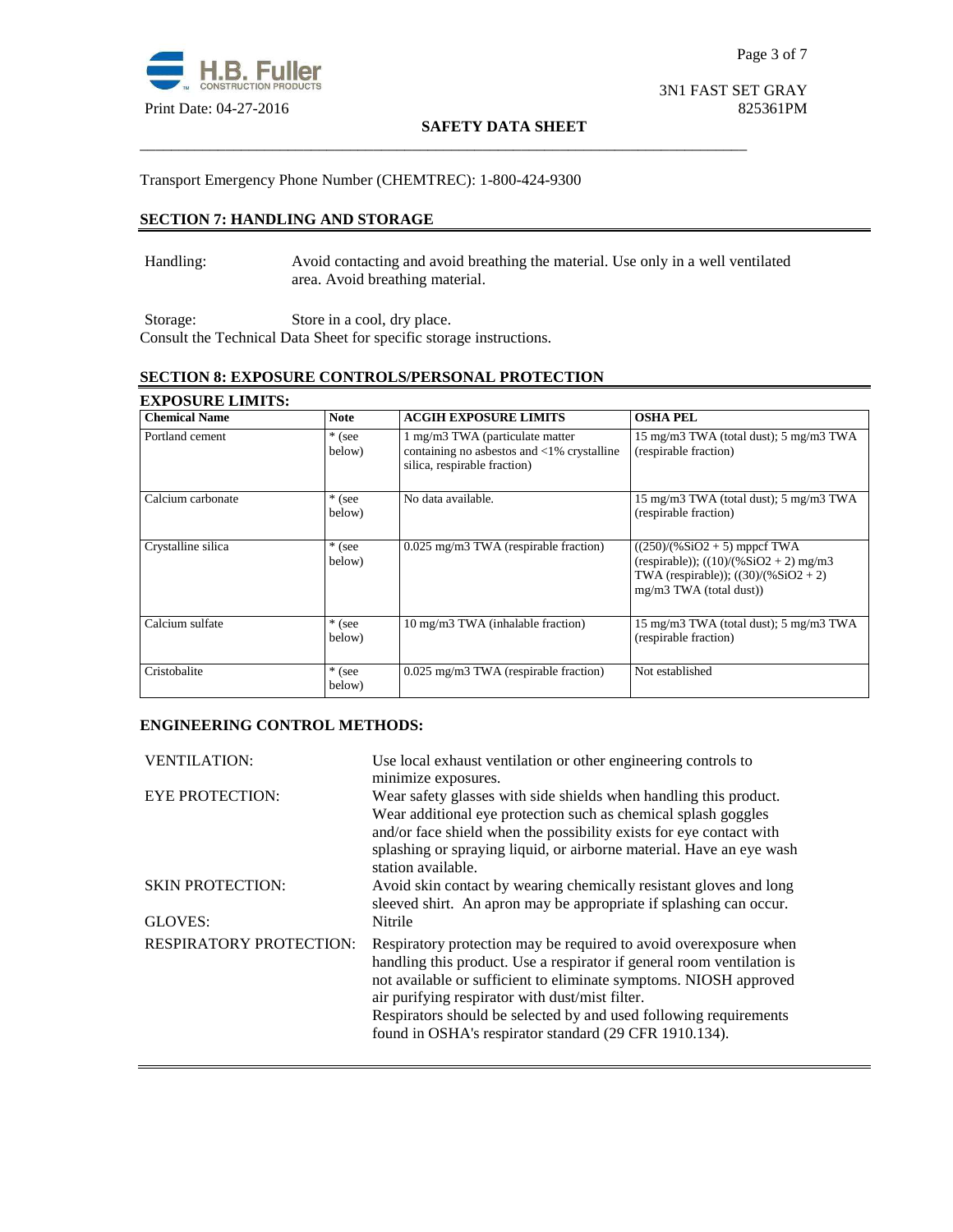Transport Emergency Phone Number (CHEMTREC): 1-800-424-9300

## SECTION 7: HANDLING AND STORAGE

Handling: Avoid contacting and avoid breathing the material. Use only in a well ventilated area. Avoid breathing material.

Storage: Store in a cool, dry place.

Consult the Technical Data Sheet for specific storage instructions.

## SECTION 8: EXPOSURE CONTROLS/PERSONAL PROTECTION

### EXPOSURE LIMITS:

| Chemical Name | Note | ACGIH EXPOSURE LIMITS | OSHA PEL |
|---|---|---|---|
| Portland cement | * (see below) | 1 mg/m3 TWA (particulate matter containing no asbestos and <1% crystalline silica, respirable fraction) | 15 mg/m3 TWA (total dust); 5 mg/m3 TWA (respirable fraction) |
| Calcium carbonate | * (see below) | No data available. | 15 mg/m3 TWA (total dust); 5 mg/m3 TWA (respirable fraction) |
| Crystalline silica | * (see below) | 0.025 mg/m3 TWA (respirable fraction) | ((250)/(%SiO2 + 5) mppcf TWA (respirable)); ((10)/(%SiO2 + 2) mg/m3 TWA (respirable)); ((30)/(%SiO2 + 2) mg/m3 TWA (total dust)) |
| Calcium sulfate | * (see below) | 10 mg/m3 TWA (inhalable fraction) | 15 mg/m3 TWA (total dust); 5 mg/m3 TWA (respirable fraction) |
| Cristobalite | * (see below) | 0.025 mg/m3 TWA (respirable fraction) | Not established |

### ENGINEERING CONTROL METHODS:

VENTILATION: Use local exhaust ventilation or other engineering controls to minimize exposures.

EYE PROTECTION: Wear safety glasses with side shields when handling this product. Wear additional eye protection such as chemical splash goggles and/or face shield when the possibility exists for eye contact with splashing or spraying liquid, or airborne material. Have an eye wash station available.

SKIN PROTECTION: Avoid skin contact by wearing chemically resistant gloves and long sleeved shirt. An apron may be appropriate if splashing can occur.

GLOVES: Nitrile

RESPIRATORY PROTECTION: Respiratory protection may be required to avoid overexposure when handling this product. Use a respirator if general room ventilation is not available or sufficient to eliminate symptoms. NIOSH approved air purifying respirator with dust/mist filter.
Respirators should be selected by and used following requirements found in OSHA's respirator standard (29 CFR 1910.134).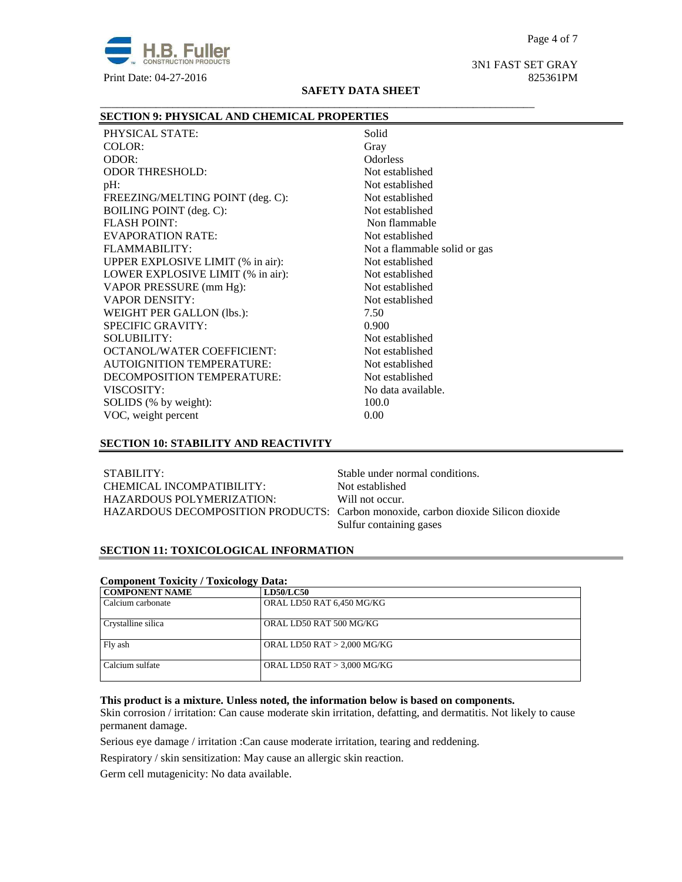## SECTION 9: PHYSICAL AND CHEMICAL PROPERTIES

| | |
|---|---|
| PHYSICAL STATE: | Solid |
| COLOR: | Gray |
| ODOR: | Odorless |
| ODOR THRESHOLD: | Not established |
| pH: | Not established |
| FREEZING/MELTING POINT (deg. C): | Not established |
| BOILING POINT (deg. C): | Not established |
| FLASH POINT: | Non flammable |
| EVAPORATION RATE: | Not established |
| FLAMMABILITY: | Not a flammable solid or gas |
| UPPER EXPLOSIVE LIMIT (% in air): | Not established |
| LOWER EXPLOSIVE LIMIT (% in air): | Not established |
| VAPOR PRESSURE (mm Hg): | Not established |
| VAPOR DENSITY: | Not established |
| WEIGHT PER GALLON (lbs.): | 7.50 |
| SPECIFIC GRAVITY: | 0.900 |
| SOLUBILITY: | Not established |
| OCTANOL/WATER COEFFICIENT: | Not established |
| AUTOIGNITION TEMPERATURE: | Not established |
| DECOMPOSITION TEMPERATURE: | Not established |
| VISCOSITY: | No data available. |
| SOLIDS (% by weight): | 100.0 |
| VOC, weight percent | 0.00 |

## SECTION 10: STABILITY AND REACTIVITY

| | |
|---|---|
| STABILITY: | Stable under normal conditions. |
| CHEMICAL INCOMPATIBILITY: | Not established |
| HAZARDOUS POLYMERIZATION: | Will not occur. |
| HAZARDOUS DECOMPOSITION PRODUCTS: | Carbon monoxide, carbon dioxide Silicon dioxide Sulfur containing gases |

## SECTION 11: TOXICOLOGICAL INFORMATION

**Component Toxicity / Toxicology Data:**

| COMPONENT NAME | LD50/LC50 |
|---|---|
| Calcium carbonate | ORAL LD50 RAT 6,450 MG/KG |
| Crystalline silica | ORAL LD50 RAT 500 MG/KG |
| Fly ash | ORAL LD50 RAT > 2,000 MG/KG |
| Calcium sulfate | ORAL LD50 RAT > 3,000 MG/KG |

**This product is a mixture. Unless noted, the information below is based on components.**

Skin corrosion / irritation: Can cause moderate skin irritation, defatting, and dermatitis. Not likely to cause permanent damage.

Serious eye damage / irritation :Can cause moderate irritation, tearing and reddening.

Respiratory / skin sensitization: May cause an allergic skin reaction.

Germ cell mutagenicity: No data available.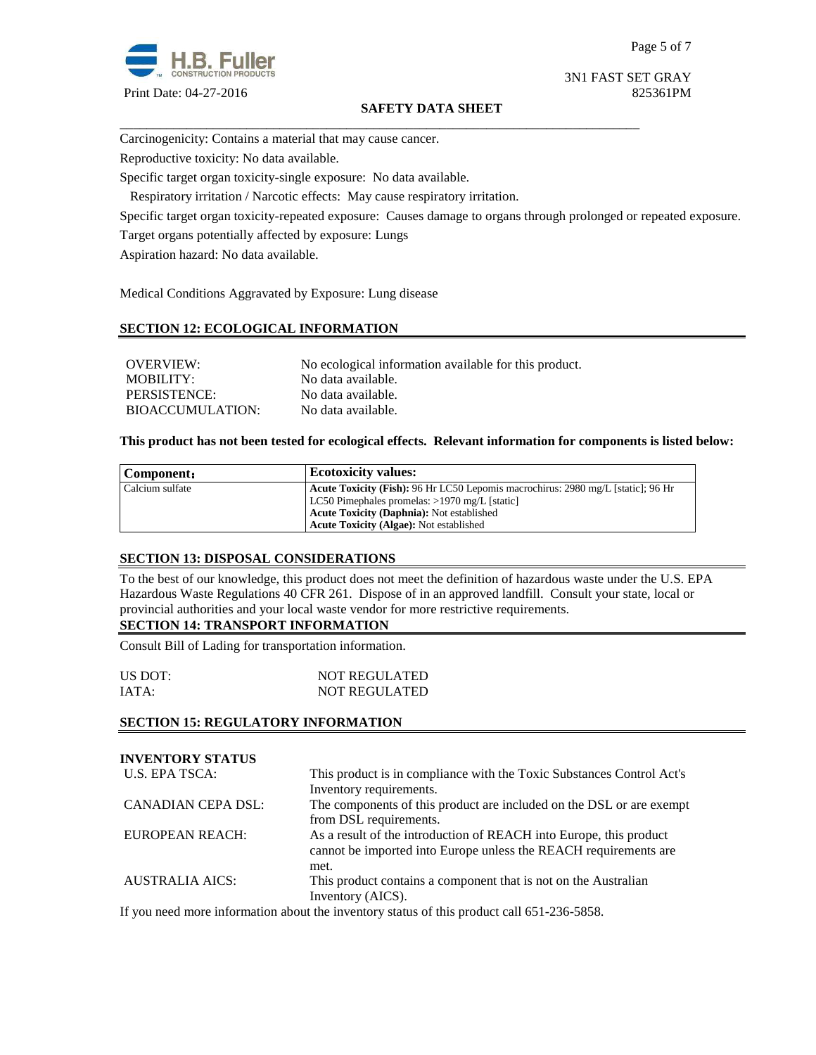Carcinogenicity: Contains a material that may cause cancer.

Reproductive toxicity: No data available.

Specific target organ toxicity-single exposure: No data available.

Respiratory irritation / Narcotic effects: May cause respiratory irritation.

Specific target organ toxicity-repeated exposure: Causes damage to organs through prolonged or repeated exposure.

Target organs potentially affected by exposure: Lungs

Aspiration hazard: No data available.

Medical Conditions Aggravated by Exposure: Lung disease

## SECTION 12: ECOLOGICAL INFORMATION

| | |
|---|---|
| OVERVIEW: | No ecological information available for this product. |
| MOBILITY: | No data available. |
| PERSISTENCE: | No data available. |
| BIOACCUMULATION: | No data available. |

**This product has not been tested for ecological effects. Relevant information for components is listed below:**

| Component: | Ecotoxicity values: |
|---|---|
| Calcium sulfate | **Acute Toxicity (Fish):** 96 Hr LC50 Lepomis macrochirus: 2980 mg/L [static]; 96 Hr LC50 Pimephales promelas: >1970 mg/L [static]<br>**Acute Toxicity (Daphnia):** Not established<br>**Acute Toxicity (Algae):** Not established |

## SECTION 13: DISPOSAL CONSIDERATIONS

To the best of our knowledge, this product does not meet the definition of hazardous waste under the U.S. EPA Hazardous Waste Regulations 40 CFR 261. Dispose of in an approved landfill. Consult your state, local or provincial authorities and your local waste vendor for more restrictive requirements.

## SECTION 14: TRANSPORT INFORMATION

Consult Bill of Lading for transportation information.

| | |
|---|---|
| US DOT: | NOT REGULATED |
| IATA: | NOT REGULATED |

## SECTION 15: REGULATORY INFORMATION

**INVENTORY STATUS**

| | |
|---|---|
| U.S. EPA TSCA: | This product is in compliance with the Toxic Substances Control Act's Inventory requirements. |
| CANADIAN CEPA DSL: | The components of this product are included on the DSL or are exempt from DSL requirements. |
| EUROPEAN REACH: | As a result of the introduction of REACH into Europe, this product cannot be imported into Europe unless the REACH requirements are met. |
| AUSTRALIA AICS: | This product contains a component that is not on the Australian Inventory (AICS). |

If you need more information about the inventory status of this product call 651-236-5858.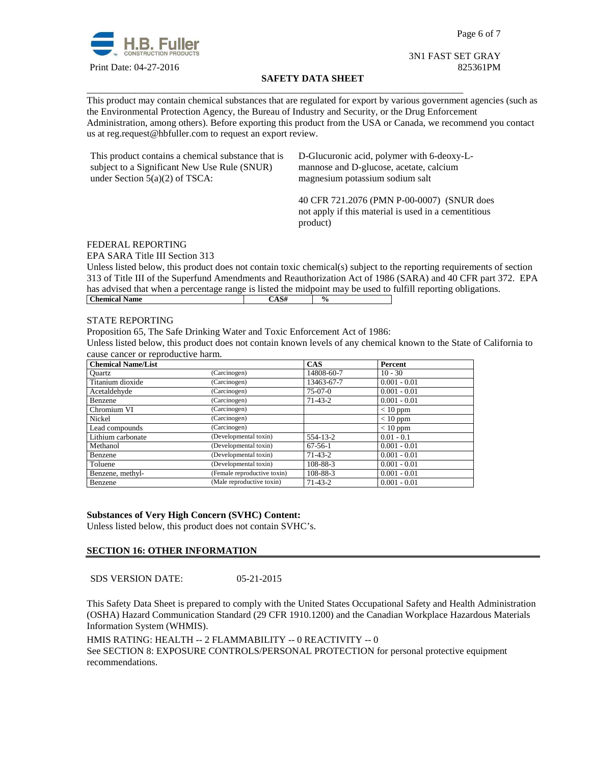This product may contain chemical substances that are regulated for export by various government agencies (such as the Environmental Protection Agency, the Bureau of Industry and Security, or the Drug Enforcement Administration, among others). Before exporting this product from the USA or Canada, we recommend you contact us at reg.request@hbfuller.com to request an export review.

This product contains a chemical substance that is subject to a Significant New Use Rule (SNUR) under Section 5(a)(2) of TSCA:

D-Glucuronic acid, polymer with 6-deoxy-L-mannose and D-glucose, acetate, calcium magnesium potassium sodium salt

40 CFR 721.2076 (PMN P-00-0007) (SNUR does not apply if this material is used in a cementitious product)

FEDERAL REPORTING

EPA SARA Title III Section 313

Unless listed below, this product does not contain toxic chemical(s) subject to the reporting requirements of section 313 of Title III of the Superfund Amendments and Reauthorization Act of 1986 (SARA) and 40 CFR part 372. EPA has advised that when a percentage range is listed the midpoint may be used to fulfill reporting obligations.

| Chemical Name | CAS# | % |
|---|---|---|

STATE REPORTING

Proposition 65, The Safe Drinking Water and Toxic Enforcement Act of 1986:

Unless listed below, this product does not contain known levels of any chemical known to the State of California to cause cancer or reproductive harm.

| Chemical Name/List | | CAS | Percent |
|---|---|---|---|
| Quartz | (Carcinogen) | 14808-60-7 | 10 - 30 |
| Titanium dioxide | (Carcinogen) | 13463-67-7 | 0.001 - 0.01 |
| Acetaldehyde | (Carcinogen) | 75-07-0 | 0.001 - 0.01 |
| Benzene | (Carcinogen) | 71-43-2 | 0.001 - 0.01 |
| Chromium VI | (Carcinogen) | | < 10 ppm |
| Nickel | (Carcinogen) | | < 10 ppm |
| Lead compounds | (Carcinogen) | | < 10 ppm |
| Lithium carbonate | (Developmental toxin) | 554-13-2 | 0.01 - 0.1 |
| Methanol | (Developmental toxin) | 67-56-1 | 0.001 - 0.01 |
| Benzene | (Developmental toxin) | 71-43-2 | 0.001 - 0.01 |
| Toluene | (Developmental toxin) | 108-88-3 | 0.001 - 0.01 |
| Benzene, methyl- | (Female reproductive toxin) | 108-88-3 | 0.001 - 0.01 |
| Benzene | (Male reproductive toxin) | 71-43-2 | 0.001 - 0.01 |

**Substances of Very High Concern (SVHC) Content:**

Unless listed below, this product does not contain SVHC's.

## SECTION 16: OTHER INFORMATION

SDS VERSION DATE: 05-21-2015

This Safety Data Sheet is prepared to comply with the United States Occupational Safety and Health Administration (OSHA) Hazard Communication Standard (29 CFR 1910.1200) and the Canadian Workplace Hazardous Materials Information System (WHMIS).

HMIS RATING: HEALTH -- 2 FLAMMABILITY -- 0 REACTIVITY -- 0

See SECTION 8: EXPOSURE CONTROLS/PERSONAL PROTECTION for personal protective equipment recommendations.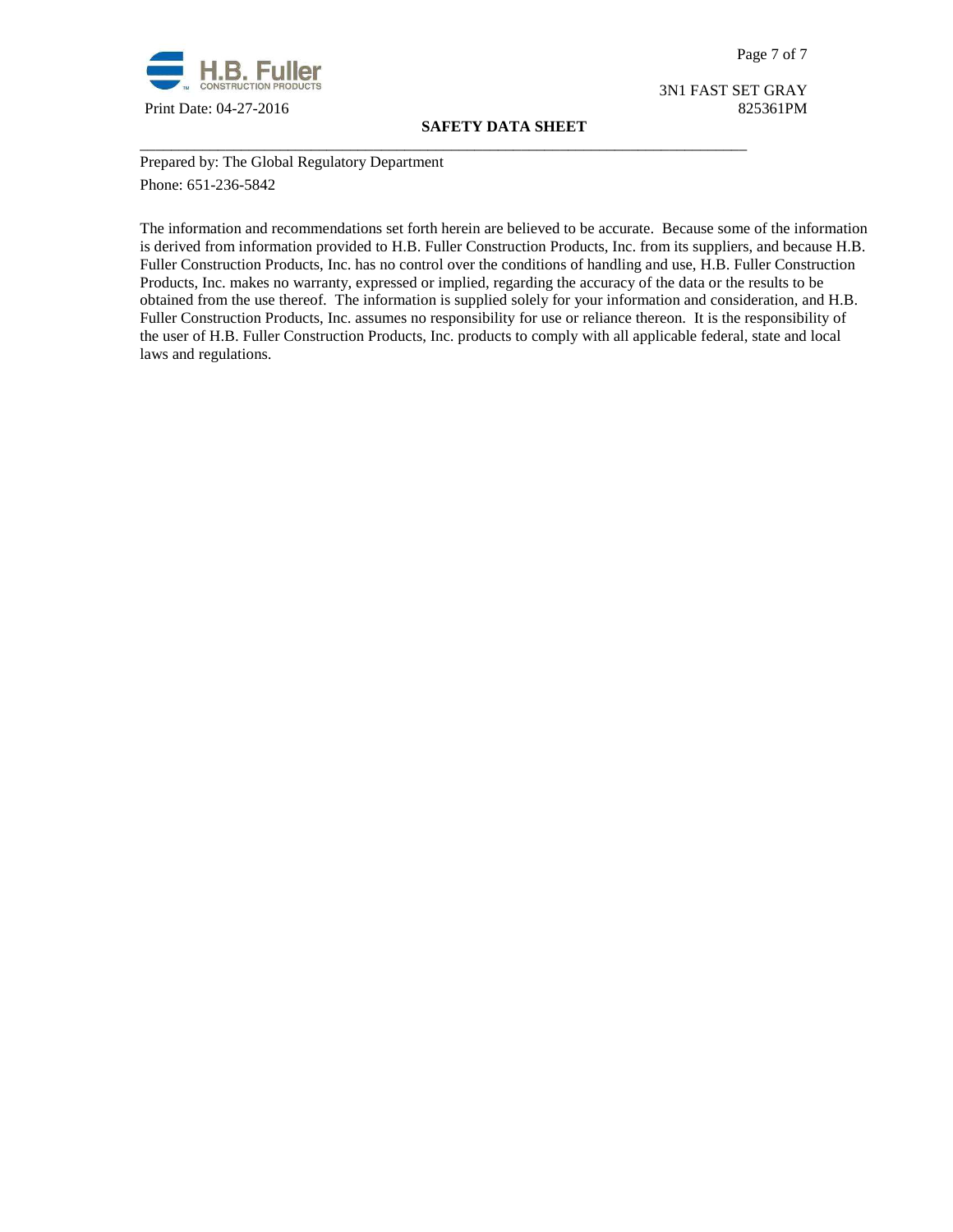Prepared by: The Global Regulatory Department

Phone: 651-236-5842

The information and recommendations set forth herein are believed to be accurate. Because some of the information is derived from information provided to H.B. Fuller Construction Products, Inc. from its suppliers, and because H.B. Fuller Construction Products, Inc. has no control over the conditions of handling and use, H.B. Fuller Construction Products, Inc. makes no warranty, expressed or implied, regarding the accuracy of the data or the results to be obtained from the use thereof. The information is supplied solely for your information and consideration, and H.B. Fuller Construction Products, Inc. assumes no responsibility for use or reliance thereon. It is the responsibility of the user of H.B. Fuller Construction Products, Inc. products to comply with all applicable federal, state and local laws and regulations.